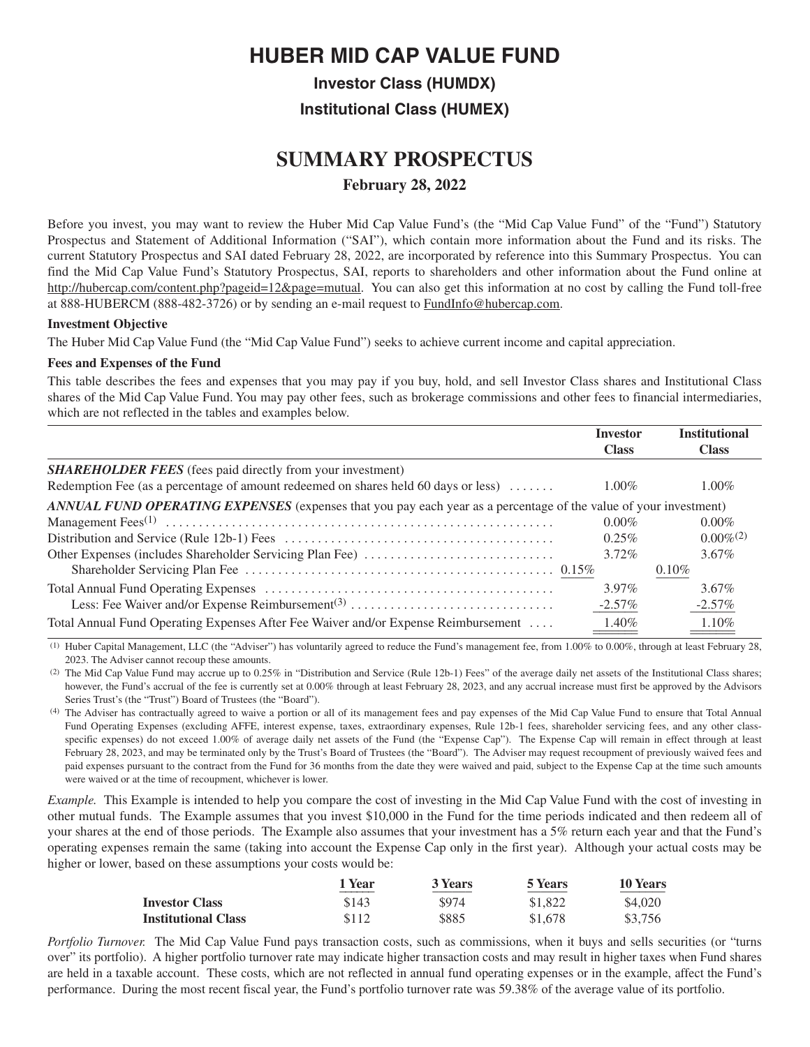# HUBER MID CAP VALUE FUND

### Investor Class (HUMDX)

### Institutional Class (HUMEX)

## SUMMARY PROSPECTUS

### February 28, 2022

Before you invest, you may want to review the Huber Mid Cap Value Fund's (the "Mid Cap Value Fund" of the "Fund") Statutory Prospectus and Statement of Additional Information ("SAI"), which contain more information about the Fund and its risks. The current Statutory Prospectus and SAI dated February 28, 2022, are incorporated by reference into this Summary Prospectus. You can find the Mid Cap Value Fund's Statutory Prospectus, SAI, reports to shareholders and other information about the Fund online at http://hubercap.com/content.php?pageid=12&page=mutual. You can also get this information at no cost by calling the Fund toll-free at 888-HUBERCM (888-482-3726) or by sending an e-mail request to FundInfo@hubercap.com.

**Investment Objective**

The Huber Mid Cap Value Fund (the "Mid Cap Value Fund") seeks to achieve current income and capital appreciation.

**Fees and Expenses of the Fund**

This table describes the fees and expenses that you may pay if you buy, hold, and sell Investor Class shares and Institutional Class shares of the Mid Cap Value Fund. You may pay other fees, such as brokerage commissions and other fees to financial intermediaries, which are not reflected in the tables and examples below.

| | Investor Class | Institutional Class |
|---|---|---|
| ***SHAREHOLDER FEES*** (fees paid directly from your investment) | | |
| Redemption Fee (as a percentage of amount redeemed on shares held 60 days or less) | 1.00% | 1.00% |
| ***ANNUAL FUND OPERATING EXPENSES*** (expenses that you pay each year as a percentage of the value of your investment) | | |
| Management Fees[1] | 0.00% | 0.00% |
| Distribution and Service (Rule 12b-1) Fees | 0.25% | 0.00%[2] |
| Other Expenses (includes Shareholder Servicing Plan Fee) | 3.72% | 3.67% |
| Shareholder Servicing Plan Fee | 0.15% | 0.10% |
| Total Annual Fund Operating Expenses | 3.97% | 3.67% |
| Less: Fee Waiver and/or Expense Reimbursement[3] | -2.57% | -2.57% |
| Total Annual Fund Operating Expenses After Fee Waiver and/or Expense Reimbursement | 1.40% | 1.10% |

(1) Huber Capital Management, LLC (the "Adviser") has voluntarily agreed to reduce the Fund's management fee, from 1.00% to 0.00%, through at least February 28, 2023. The Adviser cannot recoup these amounts.

(2) The Mid Cap Value Fund may accrue up to 0.25% in "Distribution and Service (Rule 12b-1) Fees" of the average daily net assets of the Institutional Class shares; however, the Fund's accrual of the fee is currently set at 0.00% through at least February 28, 2023, and any accrual increase must first be approved by the Advisors Series Trust's (the "Trust") Board of Trustees (the "Board").

(4) The Adviser has contractually agreed to waive a portion or all of its management fees and pay expenses of the Mid Cap Value Fund to ensure that Total Annual Fund Operating Expenses (excluding AFFE, interest expense, taxes, extraordinary expenses, Rule 12b-1 fees, shareholder servicing fees, and any other class-specific expenses) do not exceed 1.00% of average daily net assets of the Fund (the "Expense Cap"). The Expense Cap will remain in effect through at least February 28, 2023, and may be terminated only by the Trust's Board of Trustees (the "Board"). The Adviser may request recoupment of previously waived fees and paid expenses pursuant to the contract from the Fund for 36 months from the date they were waived and paid, subject to the Expense Cap at the time such amounts were waived or at the time of recoupment, whichever is lower.

*Example.* This Example is intended to help you compare the cost of investing in the Mid Cap Value Fund with the cost of investing in other mutual funds. The Example assumes that you invest $10,000 in the Fund for the time periods indicated and then redeem all of your shares at the end of those periods. The Example also assumes that your investment has a 5% return each year and that the Fund's operating expenses remain the same (taking into account the Expense Cap only in the first year). Although your actual costs may be higher or lower, based on these assumptions your costs would be:

| | 1 Year | 3 Years | 5 Years | 10 Years |
|---|---|---|---|---|
| **Investor Class** | $143 | $974 | $1,822 | $4,020 |
| **Institutional Class** | $112 | $885 | $1,678 | $3,756 |

*Portfolio Turnover.* The Mid Cap Value Fund pays transaction costs, such as commissions, when it buys and sells securities (or "turns over" its portfolio). A higher portfolio turnover rate may indicate higher transaction costs and may result in higher taxes when Fund shares are held in a taxable account. These costs, which are not reflected in annual fund operating expenses or in the example, affect the Fund's performance. During the most recent fiscal year, the Fund's portfolio turnover rate was 59.38% of the average value of its portfolio.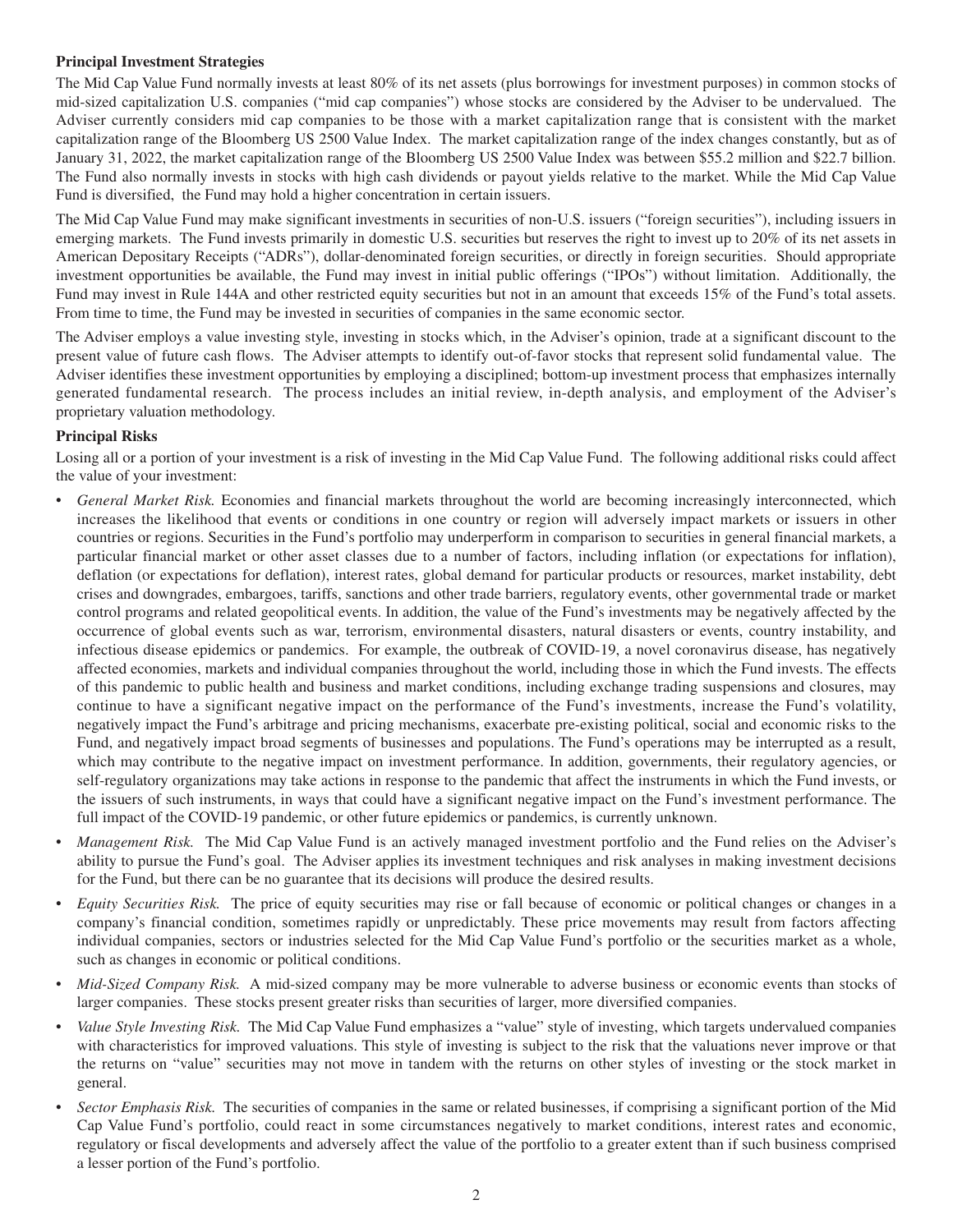**Principal Investment Strategies**

The Mid Cap Value Fund normally invests at least 80% of its net assets (plus borrowings for investment purposes) in common stocks of mid-sized capitalization U.S. companies ("mid cap companies") whose stocks are considered by the Adviser to be undervalued. The Adviser currently considers mid cap companies to be those with a market capitalization range that is consistent with the market capitalization range of the Bloomberg US 2500 Value Index. The market capitalization range of the index changes constantly, but as of January 31, 2022, the market capitalization range of the Bloomberg US 2500 Value Index was between $55.2 million and $22.7 billion. The Fund also normally invests in stocks with high cash dividends or payout yields relative to the market. While the Mid Cap Value Fund is diversified, the Fund may hold a higher concentration in certain issuers.

The Mid Cap Value Fund may make significant investments in securities of non-U.S. issuers ("foreign securities"), including issuers in emerging markets. The Fund invests primarily in domestic U.S. securities but reserves the right to invest up to 20% of its net assets in American Depositary Receipts ("ADRs"), dollar-denominated foreign securities, or directly in foreign securities. Should appropriate investment opportunities be available, the Fund may invest in initial public offerings ("IPOs") without limitation. Additionally, the Fund may invest in Rule 144A and other restricted equity securities but not in an amount that exceeds 15% of the Fund's total assets. From time to time, the Fund may be invested in securities of companies in the same economic sector.

The Adviser employs a value investing style, investing in stocks which, in the Adviser's opinion, trade at a significant discount to the present value of future cash flows. The Adviser attempts to identify out-of-favor stocks that represent solid fundamental value. The Adviser identifies these investment opportunities by employing a disciplined; bottom-up investment process that emphasizes internally generated fundamental research. The process includes an initial review, in-depth analysis, and employment of the Adviser's proprietary valuation methodology.

**Principal Risks**

Losing all or a portion of your investment is a risk of investing in the Mid Cap Value Fund. The following additional risks could affect the value of your investment:

- *General Market Risk.* Economies and financial markets throughout the world are becoming increasingly interconnected, which increases the likelihood that events or conditions in one country or region will adversely impact markets or issuers in other countries or regions. Securities in the Fund's portfolio may underperform in comparison to securities in general financial markets, a particular financial market or other asset classes due to a number of factors, including inflation (or expectations for inflation), deflation (or expectations for deflation), interest rates, global demand for particular products or resources, market instability, debt crises and downgrades, embargoes, tariffs, sanctions and other trade barriers, regulatory events, other governmental trade or market control programs and related geopolitical events. In addition, the value of the Fund's investments may be negatively affected by the occurrence of global events such as war, terrorism, environmental disasters, natural disasters or events, country instability, and infectious disease epidemics or pandemics. For example, the outbreak of COVID-19, a novel coronavirus disease, has negatively affected economies, markets and individual companies throughout the world, including those in which the Fund invests. The effects of this pandemic to public health and business and market conditions, including exchange trading suspensions and closures, may continue to have a significant negative impact on the performance of the Fund's investments, increase the Fund's volatility, negatively impact the Fund's arbitrage and pricing mechanisms, exacerbate pre-existing political, social and economic risks to the Fund, and negatively impact broad segments of businesses and populations. The Fund's operations may be interrupted as a result, which may contribute to the negative impact on investment performance. In addition, governments, their regulatory agencies, or self-regulatory organizations may take actions in response to the pandemic that affect the instruments in which the Fund invests, or the issuers of such instruments, in ways that could have a significant negative impact on the Fund's investment performance. The full impact of the COVID-19 pandemic, or other future epidemics or pandemics, is currently unknown.
- *Management Risk.* The Mid Cap Value Fund is an actively managed investment portfolio and the Fund relies on the Adviser's ability to pursue the Fund's goal. The Adviser applies its investment techniques and risk analyses in making investment decisions for the Fund, but there can be no guarantee that its decisions will produce the desired results.
- *Equity Securities Risk.* The price of equity securities may rise or fall because of economic or political changes or changes in a company's financial condition, sometimes rapidly or unpredictably. These price movements may result from factors affecting individual companies, sectors or industries selected for the Mid Cap Value Fund's portfolio or the securities market as a whole, such as changes in economic or political conditions.
- *Mid-Sized Company Risk.* A mid-sized company may be more vulnerable to adverse business or economic events than stocks of larger companies. These stocks present greater risks than securities of larger, more diversified companies.
- *Value Style Investing Risk.* The Mid Cap Value Fund emphasizes a "value" style of investing, which targets undervalued companies with characteristics for improved valuations. This style of investing is subject to the risk that the valuations never improve or that the returns on "value" securities may not move in tandem with the returns on other styles of investing or the stock market in general.
- *Sector Emphasis Risk.* The securities of companies in the same or related businesses, if comprising a significant portion of the Mid Cap Value Fund's portfolio, could react in some circumstances negatively to market conditions, interest rates and economic, regulatory or fiscal developments and adversely affect the value of the portfolio to a greater extent than if such business comprised a lesser portion of the Fund's portfolio.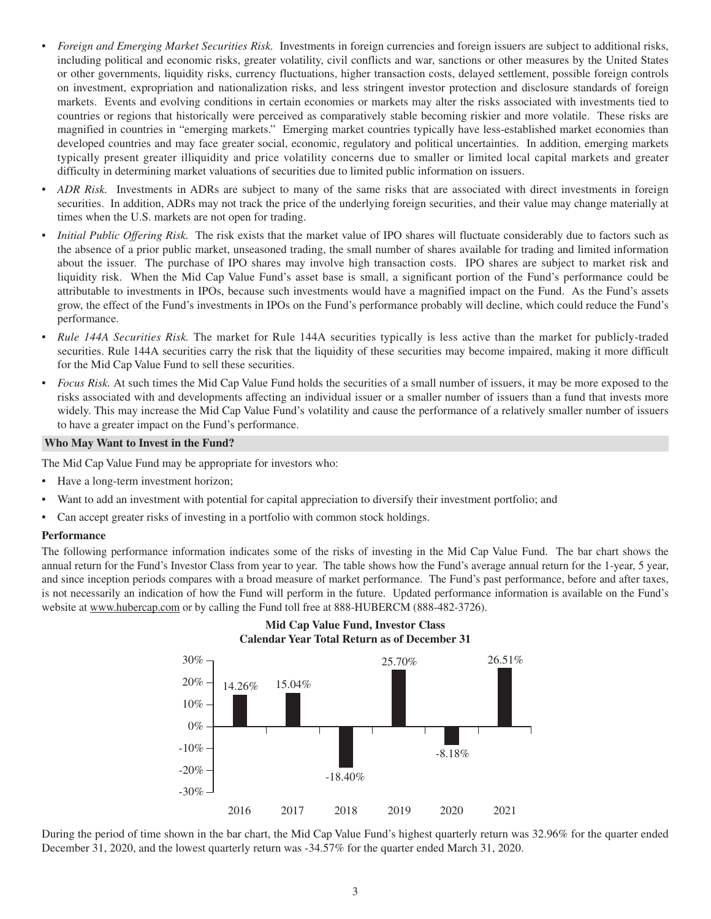- *Foreign and Emerging Market Securities Risk.* Investments in foreign currencies and foreign issuers are subject to additional risks, including political and economic risks, greater volatility, civil conflicts and war, sanctions or other measures by the United States or other governments, liquidity risks, currency fluctuations, higher transaction costs, delayed settlement, possible foreign controls on investment, expropriation and nationalization risks, and less stringent investor protection and disclosure standards of foreign markets. Events and evolving conditions in certain economies or markets may alter the risks associated with investments tied to countries or regions that historically were perceived as comparatively stable becoming riskier and more volatile. These risks are magnified in countries in "emerging markets." Emerging market countries typically have less-established market economies than developed countries and may face greater social, economic, regulatory and political uncertainties. In addition, emerging markets typically present greater illiquidity and price volatility concerns due to smaller or limited local capital markets and greater difficulty in determining market valuations of securities due to limited public information on issuers.
- *ADR Risk.* Investments in ADRs are subject to many of the same risks that are associated with direct investments in foreign securities. In addition, ADRs may not track the price of the underlying foreign securities, and their value may change materially at times when the U.S. markets are not open for trading.
- *Initial Public Offering Risk.* The risk exists that the market value of IPO shares will fluctuate considerably due to factors such as the absence of a prior public market, unseasoned trading, the small number of shares available for trading and limited information about the issuer. The purchase of IPO shares may involve high transaction costs. IPO shares are subject to market risk and liquidity risk. When the Mid Cap Value Fund's asset base is small, a significant portion of the Fund's performance could be attributable to investments in IPOs, because such investments would have a magnified impact on the Fund. As the Fund's assets grow, the effect of the Fund's investments in IPOs on the Fund's performance probably will decline, which could reduce the Fund's performance.
- *Rule 144A Securities Risk.* The market for Rule 144A securities typically is less active than the market for publicly-traded securities. Rule 144A securities carry the risk that the liquidity of these securities may become impaired, making it more difficult for the Mid Cap Value Fund to sell these securities.
- *Focus Risk.* At such times the Mid Cap Value Fund holds the securities of a small number of issuers, it may be more exposed to the risks associated with and developments affecting an individual issuer or a smaller number of issuers than a fund that invests more widely. This may increase the Mid Cap Value Fund's volatility and cause the performance of a relatively smaller number of issuers to have a greater impact on the Fund's performance.

## Who May Want to Invest in the Fund?

The Mid Cap Value Fund may be appropriate for investors who:

- Have a long-term investment horizon;
- Want to add an investment with potential for capital appreciation to diversify their investment portfolio; and
- Can accept greater risks of investing in a portfolio with common stock holdings.

### Performance

The following performance information indicates some of the risks of investing in the Mid Cap Value Fund. The bar chart shows the annual return for the Fund's Investor Class from year to year. The table shows how the Fund's average annual return for the 1-year, 5 year, and since inception periods compares with a broad measure of market performance. The Fund's past performance, before and after taxes, is not necessarily an indication of how the Fund will perform in the future. Updated performance information is available on the Fund's website at www.hubercap.com or by calling the Fund toll free at 888-HUBERCM (888-482-3726).

**Mid Cap Value Fund, Investor Class**
**Calendar Year Total Return as of December 31**

| Year | Total Return |
|---|---|
| 2016 | 14.26% |
| 2017 | 15.04% |
| 2018 | -18.40% |
| 2019 | 25.70% |
| 2020 | -8.18% |
| 2021 | 26.51% |

During the period of time shown in the bar chart, the Mid Cap Value Fund's highest quarterly return was 32.96% for the quarter ended December 31, 2020, and the lowest quarterly return was -34.57% for the quarter ended March 31, 2020.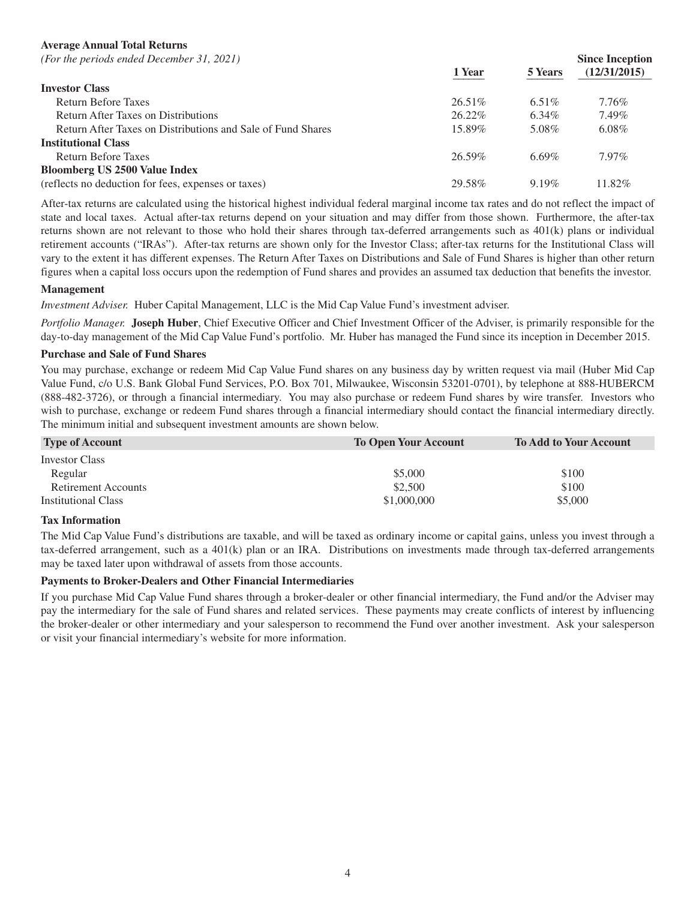**Average Annual Total Returns**

*(For the periods ended December 31, 2021)*

| | 1 Year | 5 Years | Since Inception (12/31/2015) |
|---|---|---|---|
| **Investor Class** | | | |
| Return Before Taxes | 26.51% | 6.51% | 7.76% |
| Return After Taxes on Distributions | 26.22% | 6.34% | 7.49% |
| Return After Taxes on Distributions and Sale of Fund Shares | 15.89% | 5.08% | 6.08% |
| **Institutional Class** | | | |
| Return Before Taxes | 26.59% | 6.69% | 7.97% |
| **Bloomberg US 2500 Value Index** | | | |
| (reflects no deduction for fees, expenses or taxes) | 29.58% | 9.19% | 11.82% |

After-tax returns are calculated using the historical highest individual federal marginal income tax rates and do not reflect the impact of state and local taxes. Actual after-tax returns depend on your situation and may differ from those shown. Furthermore, the after-tax returns shown are not relevant to those who hold their shares through tax-deferred arrangements such as 401(k) plans or individual retirement accounts ("IRAs"). After-tax returns are shown only for the Investor Class; after-tax returns for the Institutional Class will vary to the extent it has different expenses. The Return After Taxes on Distributions and Sale of Fund Shares is higher than other return figures when a capital loss occurs upon the redemption of Fund shares and provides an assumed tax deduction that benefits the investor.

**Management**

*Investment Adviser.* Huber Capital Management, LLC is the Mid Cap Value Fund's investment adviser.

*Portfolio Manager.* **Joseph Huber**, Chief Executive Officer and Chief Investment Officer of the Adviser, is primarily responsible for the day-to-day management of the Mid Cap Value Fund's portfolio. Mr. Huber has managed the Fund since its inception in December 2015.

**Purchase and Sale of Fund Shares**

You may purchase, exchange or redeem Mid Cap Value Fund shares on any business day by written request via mail (Huber Mid Cap Value Fund, c/o U.S. Bank Global Fund Services, P.O. Box 701, Milwaukee, Wisconsin 53201-0701), by telephone at 888-HUBERCM (888-482-3726), or through a financial intermediary. You may also purchase or redeem Fund shares by wire transfer. Investors who wish to purchase, exchange or redeem Fund shares through a financial intermediary should contact the financial intermediary directly. The minimum initial and subsequent investment amounts are shown below.

| Type of Account | To Open Your Account | To Add to Your Account |
|---|---|---|
| Investor Class | | |
| Regular | $5,000 | $100 |
| Retirement Accounts | $2,500 | $100 |
| Institutional Class | $1,000,000 | $5,000 |

**Tax Information**

The Mid Cap Value Fund's distributions are taxable, and will be taxed as ordinary income or capital gains, unless you invest through a tax-deferred arrangement, such as a 401(k) plan or an IRA. Distributions on investments made through tax-deferred arrangements may be taxed later upon withdrawal of assets from those accounts.

**Payments to Broker-Dealers and Other Financial Intermediaries**

If you purchase Mid Cap Value Fund shares through a broker-dealer or other financial intermediary, the Fund and/or the Adviser may pay the intermediary for the sale of Fund shares and related services. These payments may create conflicts of interest by influencing the broker-dealer or other intermediary and your salesperson to recommend the Fund over another investment. Ask your salesperson or visit your financial intermediary's website for more information.